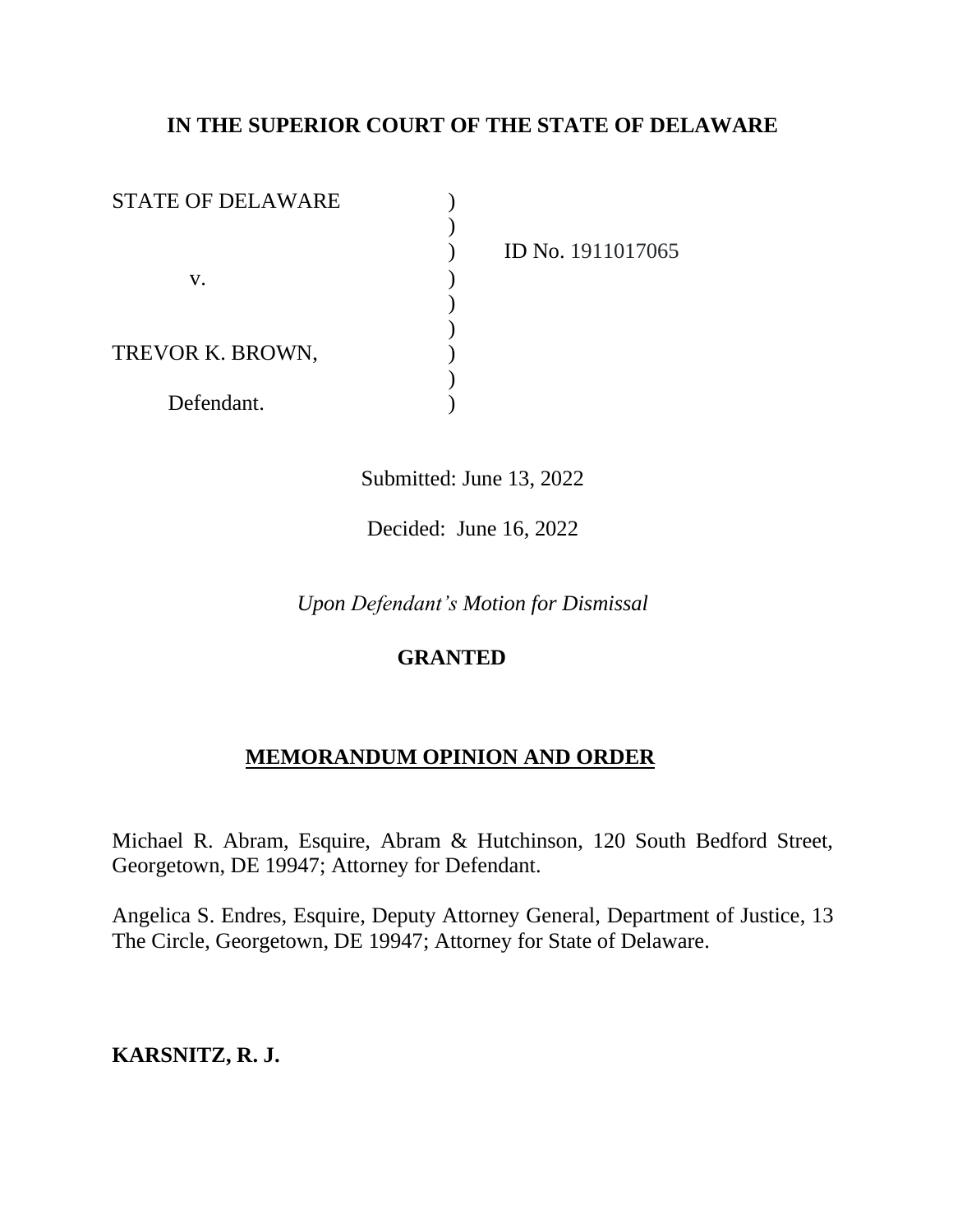**IN THE SUPERIOR COURT OF THE STATE OF DELAWARE**

STATE OF DELAWARE )
)
) ID No. 1911017065
v. )
)
)
TREVOR K. BROWN, )
)
Defendant. )

Submitted: June 13, 2022

Decided: June 16, 2022

*Upon Defendant's Motion for Dismissal*

**GRANTED**

**MEMORANDUM OPINION AND ORDER**

Michael R. Abram, Esquire, Abram & Hutchinson, 120 South Bedford Street, Georgetown, DE 19947; Attorney for Defendant.

Angelica S. Endres, Esquire, Deputy Attorney General, Department of Justice, 13 The Circle, Georgetown, DE 19947; Attorney for State of Delaware.

**KARSNITZ, R. J.**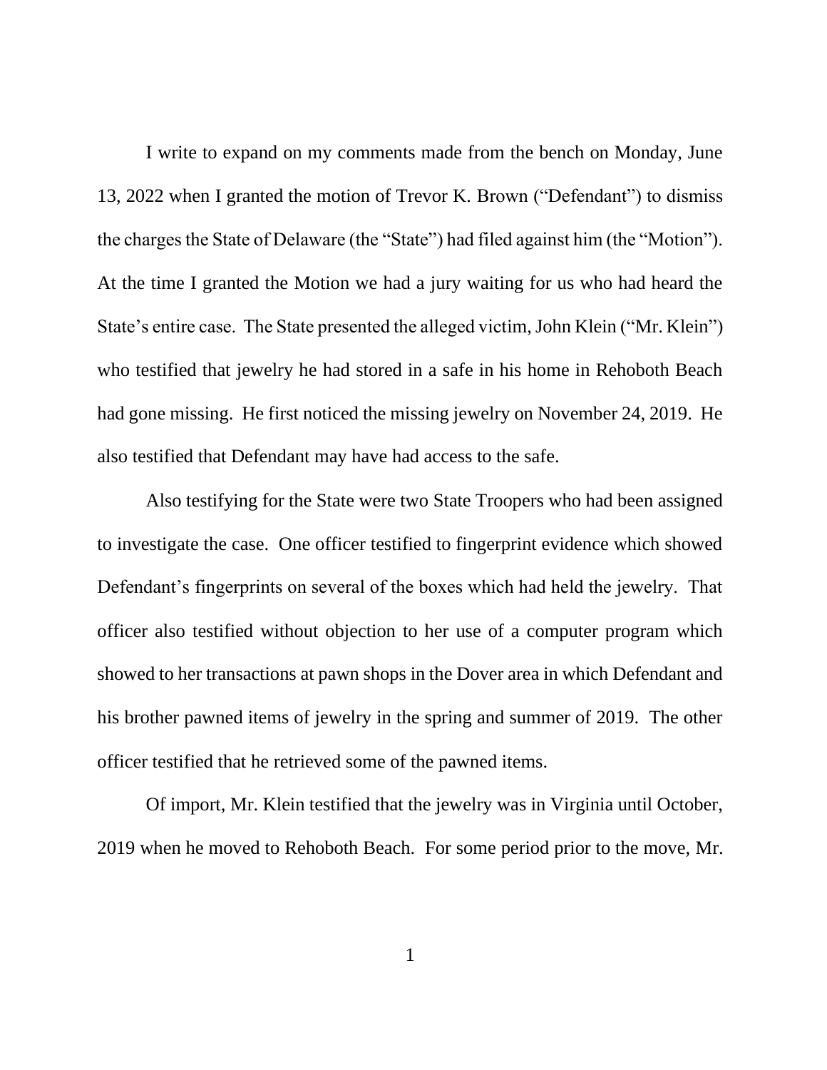I write to expand on my comments made from the bench on Monday, June 13, 2022 when I granted the motion of Trevor K. Brown ("Defendant") to dismiss the charges the State of Delaware (the "State") had filed against him (the "Motion"). At the time I granted the Motion we had a jury waiting for us who had heard the State's entire case. The State presented the alleged victim, John Klein ("Mr. Klein") who testified that jewelry he had stored in a safe in his home in Rehoboth Beach had gone missing. He first noticed the missing jewelry on November 24, 2019. He also testified that Defendant may have had access to the safe.

Also testifying for the State were two State Troopers who had been assigned to investigate the case. One officer testified to fingerprint evidence which showed Defendant's fingerprints on several of the boxes which had held the jewelry. That officer also testified without objection to her use of a computer program which showed to her transactions at pawn shops in the Dover area in which Defendant and his brother pawned items of jewelry in the spring and summer of 2019. The other officer testified that he retrieved some of the pawned items.

Of import, Mr. Klein testified that the jewelry was in Virginia until October, 2019 when he moved to Rehoboth Beach. For some period prior to the move, Mr.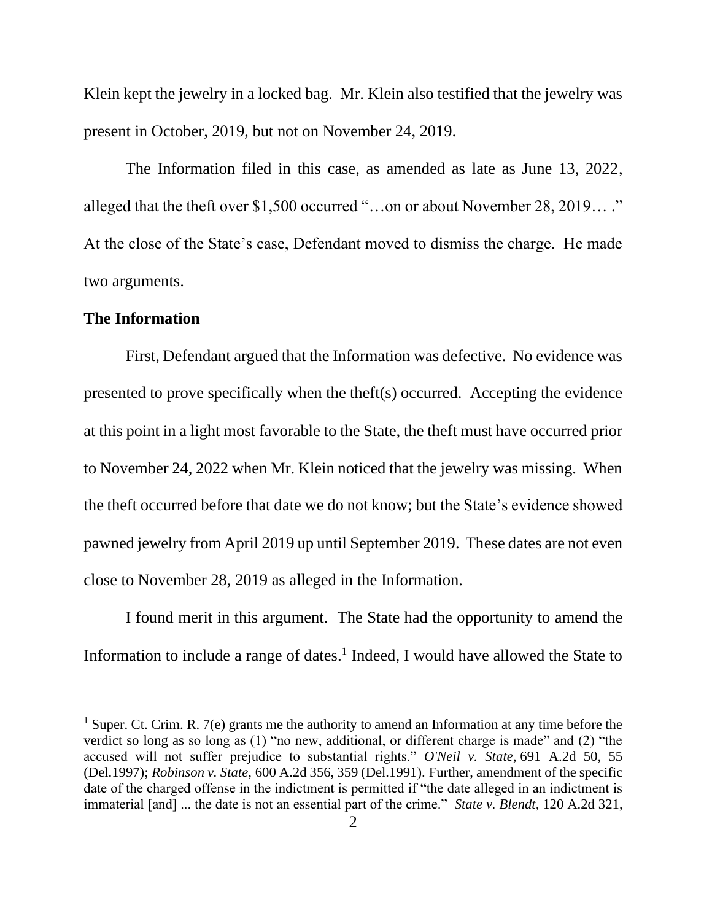Klein kept the jewelry in a locked bag. Mr. Klein also testified that the jewelry was present in October, 2019, but not on November 24, 2019.

The Information filed in this case, as amended as late as June 13, 2022, alleged that the theft over $1,500 occurred "…on or about November 28, 2019… ." At the close of the State's case, Defendant moved to dismiss the charge. He made two arguments.

**The Information**

First, Defendant argued that the Information was defective. No evidence was presented to prove specifically when the theft(s) occurred. Accepting the evidence at this point in a light most favorable to the State, the theft must have occurred prior to November 24, 2022 when Mr. Klein noticed that the jewelry was missing. When the theft occurred before that date we do not know; but the State's evidence showed pawned jewelry from April 2019 up until September 2019. These dates are not even close to November 28, 2019 as alleged in the Information.

I found merit in this argument. The State had the opportunity to amend the Information to include a range of dates.[1] Indeed, I would have allowed the State to

[1] Super. Ct. Crim. R. 7(e) grants me the authority to amend an Information at any time before the verdict so long as so long as (1) "no new, additional, or different charge is made" and (2) "the accused will not suffer prejudice to substantial rights." *O'Neil v. State,* 691 A.2d 50, 55 (Del.1997); *Robinson v. State,* 600 A.2d 356, 359 (Del.1991). Further, amendment of the specific date of the charged offense in the indictment is permitted if "the date alleged in an indictment is immaterial [and] ... the date is not an essential part of the crime." *State v. Blendt,* 120 A.2d 321,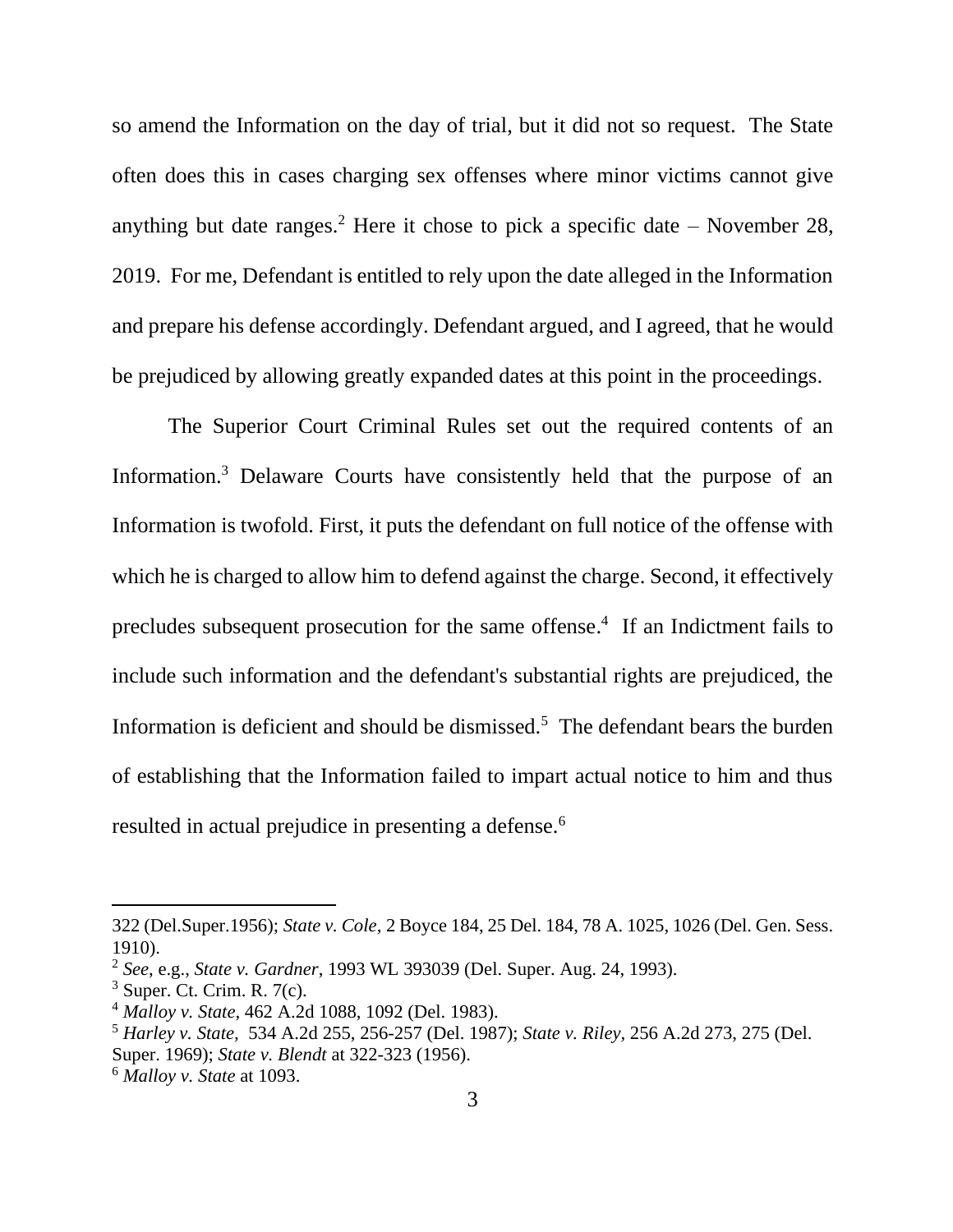so amend the Information on the day of trial, but it did not so request. The State often does this in cases charging sex offenses where minor victims cannot give anything but date ranges.[2] Here it chose to pick a specific date – November 28, 2019. For me, Defendant is entitled to rely upon the date alleged in the Information and prepare his defense accordingly. Defendant argued, and I agreed, that he would be prejudiced by allowing greatly expanded dates at this point in the proceedings.

The Superior Court Criminal Rules set out the required contents of an Information.[3] Delaware Courts have consistently held that the purpose of an Information is twofold. First, it puts the defendant on full notice of the offense with which he is charged to allow him to defend against the charge. Second, it effectively precludes subsequent prosecution for the same offense.[4] If an Indictment fails to include such information and the defendant's substantial rights are prejudiced, the Information is deficient and should be dismissed.[5] The defendant bears the burden of establishing that the Information failed to impart actual notice to him and thus resulted in actual prejudice in presenting a defense.[6]

---

322 (Del.Super.1956); *State v. Cole*, 2 Boyce 184, 25 Del. 184, 78 A. 1025, 1026 (Del. Gen. Sess. 1910).

[2] *See*, e.g., *State v. Gardner*, 1993 WL 393039 (Del. Super. Aug. 24, 1993).

[3] Super. Ct. Crim. R. 7(c).

[4] *Malloy v. State*, 462 A.2d 1088, 1092 (Del. 1983).

[5] *Harley v. State,* 534 A.2d 255, 256-257 (Del. 1987); *State v. Riley*, 256 A.2d 273, 275 (Del. Super. 1969); *State v. Blendt* at 322-323 (1956).

[6] *Malloy v. State* at 1093.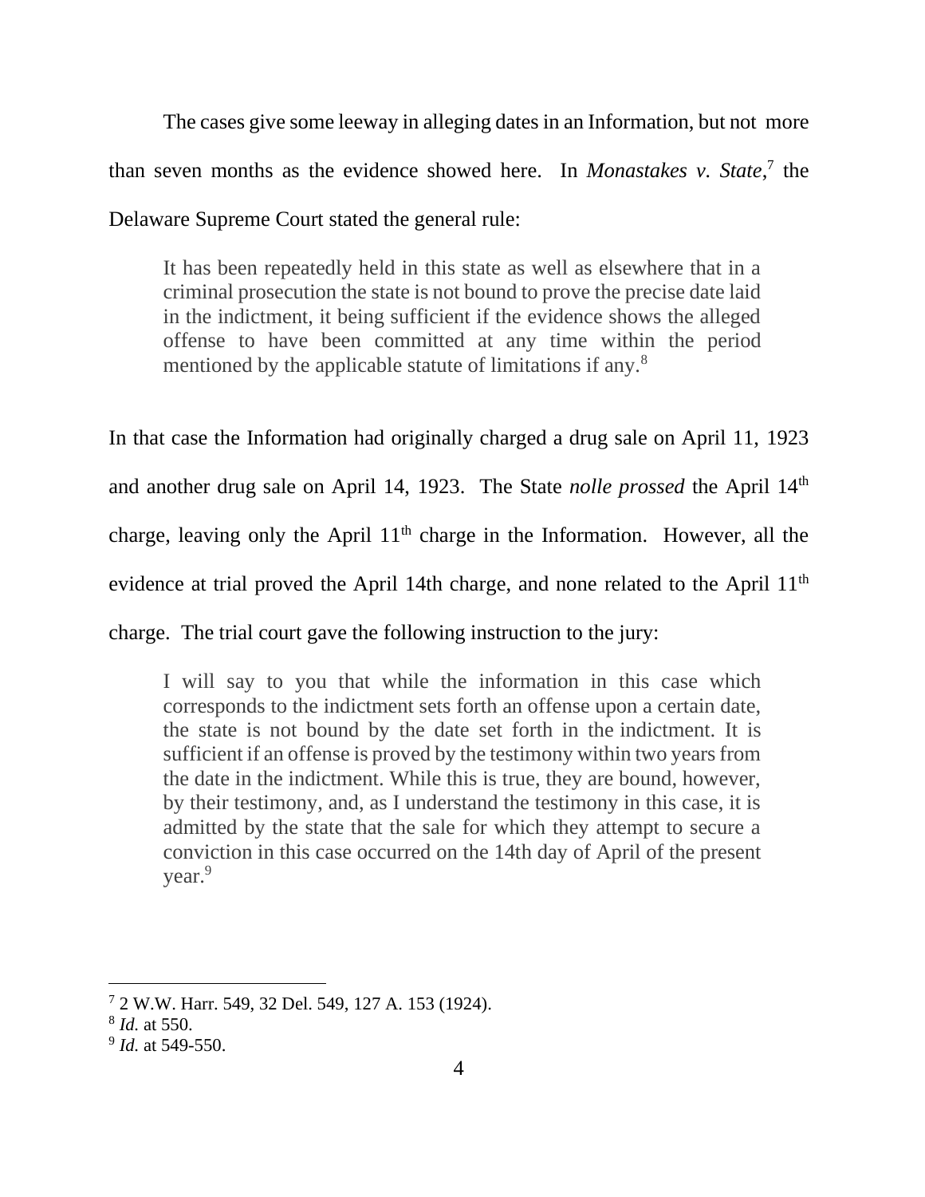The cases give some leeway in alleging dates in an Information, but not more than seven months as the evidence showed here. In *Monastakes v. State*,[7] the Delaware Supreme Court stated the general rule:

> It has been repeatedly held in this state as well as elsewhere that in a criminal prosecution the state is not bound to prove the precise date laid in the indictment, it being sufficient if the evidence shows the alleged offense to have been committed at any time within the period mentioned by the applicable statute of limitations if any.[8]

In that case the Information had originally charged a drug sale on April 11, 1923 and another drug sale on April 14, 1923. The State *nolle prossed* the April 14th charge, leaving only the April 11th charge in the Information. However, all the evidence at trial proved the April 14th charge, and none related to the April 11th charge. The trial court gave the following instruction to the jury:

> I will say to you that while the information in this case which corresponds to the indictment sets forth an offense upon a certain date, the state is not bound by the date set forth in the indictment. It is sufficient if an offense is proved by the testimony within two years from the date in the indictment. While this is true, they are bound, however, by their testimony, and, as I understand the testimony in this case, it is admitted by the state that the sale for which they attempt to secure a conviction in this case occurred on the 14th day of April of the present year.[9]

---

[7] 2 W.W. Harr. 549, 32 Del. 549, 127 A. 153 (1924).

[8] *Id.* at 550.

[9] *Id.* at 549-550.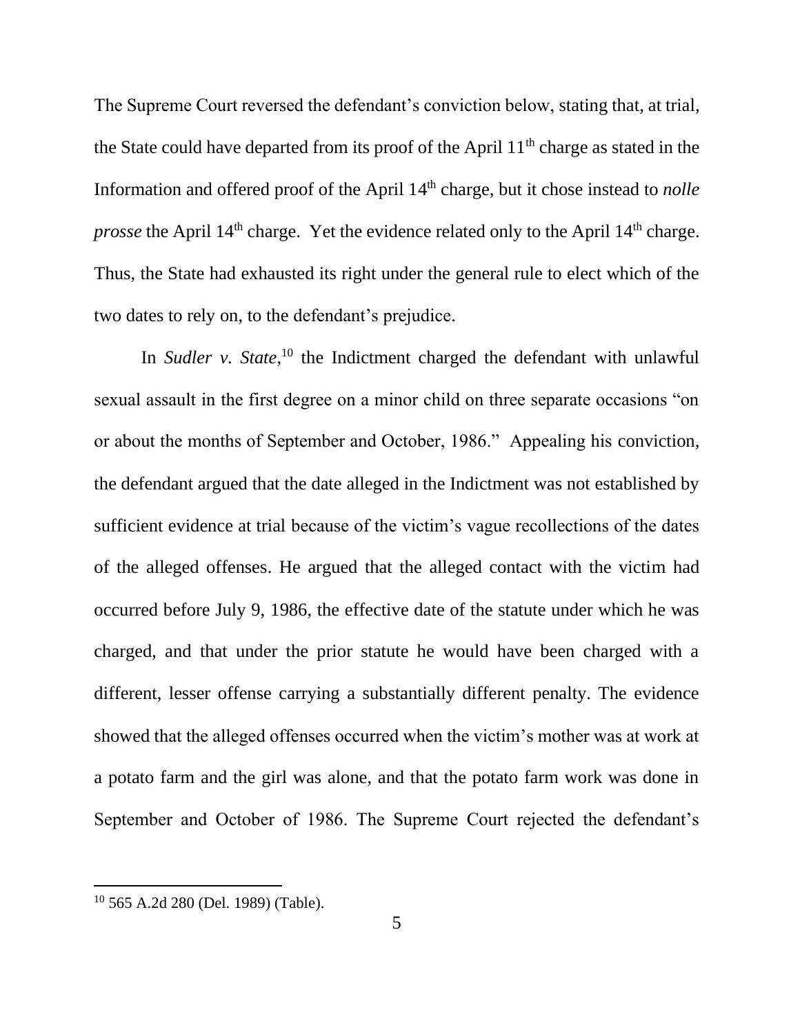The Supreme Court reversed the defendant's conviction below, stating that, at trial, the State could have departed from its proof of the April 11th charge as stated in the Information and offered proof of the April 14th charge, but it chose instead to *nolle prosse* the April 14th charge. Yet the evidence related only to the April 14th charge. Thus, the State had exhausted its right under the general rule to elect which of the two dates to rely on, to the defendant's prejudice.

In *Sudler v. State*,[10] the Indictment charged the defendant with unlawful sexual assault in the first degree on a minor child on three separate occasions "on or about the months of September and October, 1986." Appealing his conviction, the defendant argued that the date alleged in the Indictment was not established by sufficient evidence at trial because of the victim's vague recollections of the dates of the alleged offenses. He argued that the alleged contact with the victim had occurred before July 9, 1986, the effective date of the statute under which he was charged, and that under the prior statute he would have been charged with a different, lesser offense carrying a substantially different penalty. The evidence showed that the alleged offenses occurred when the victim's mother was at work at a potato farm and the girl was alone, and that the potato farm work was done in September and October of 1986. The Supreme Court rejected the defendant's

---

[10] 565 A.2d 280 (Del. 1989) (Table).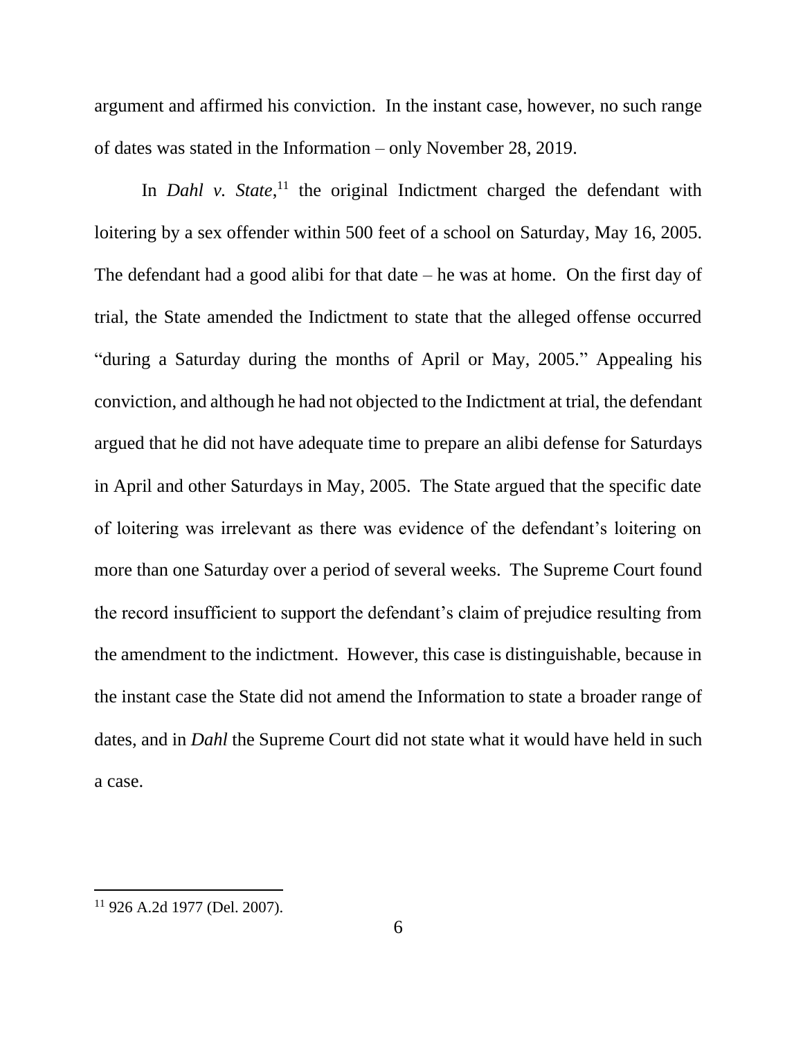argument and affirmed his conviction. In the instant case, however, no such range of dates was stated in the Information – only November 28, 2019.

In *Dahl v. State*,[11] the original Indictment charged the defendant with loitering by a sex offender within 500 feet of a school on Saturday, May 16, 2005. The defendant had a good alibi for that date – he was at home. On the first day of trial, the State amended the Indictment to state that the alleged offense occurred "during a Saturday during the months of April or May, 2005." Appealing his conviction, and although he had not objected to the Indictment at trial, the defendant argued that he did not have adequate time to prepare an alibi defense for Saturdays in April and other Saturdays in May, 2005. The State argued that the specific date of loitering was irrelevant as there was evidence of the defendant's loitering on more than one Saturday over a period of several weeks. The Supreme Court found the record insufficient to support the defendant's claim of prejudice resulting from the amendment to the indictment. However, this case is distinguishable, because in the instant case the State did not amend the Information to state a broader range of dates, and in *Dahl* the Supreme Court did not state what it would have held in such a case.

---

[11] 926 A.2d 1977 (Del. 2007).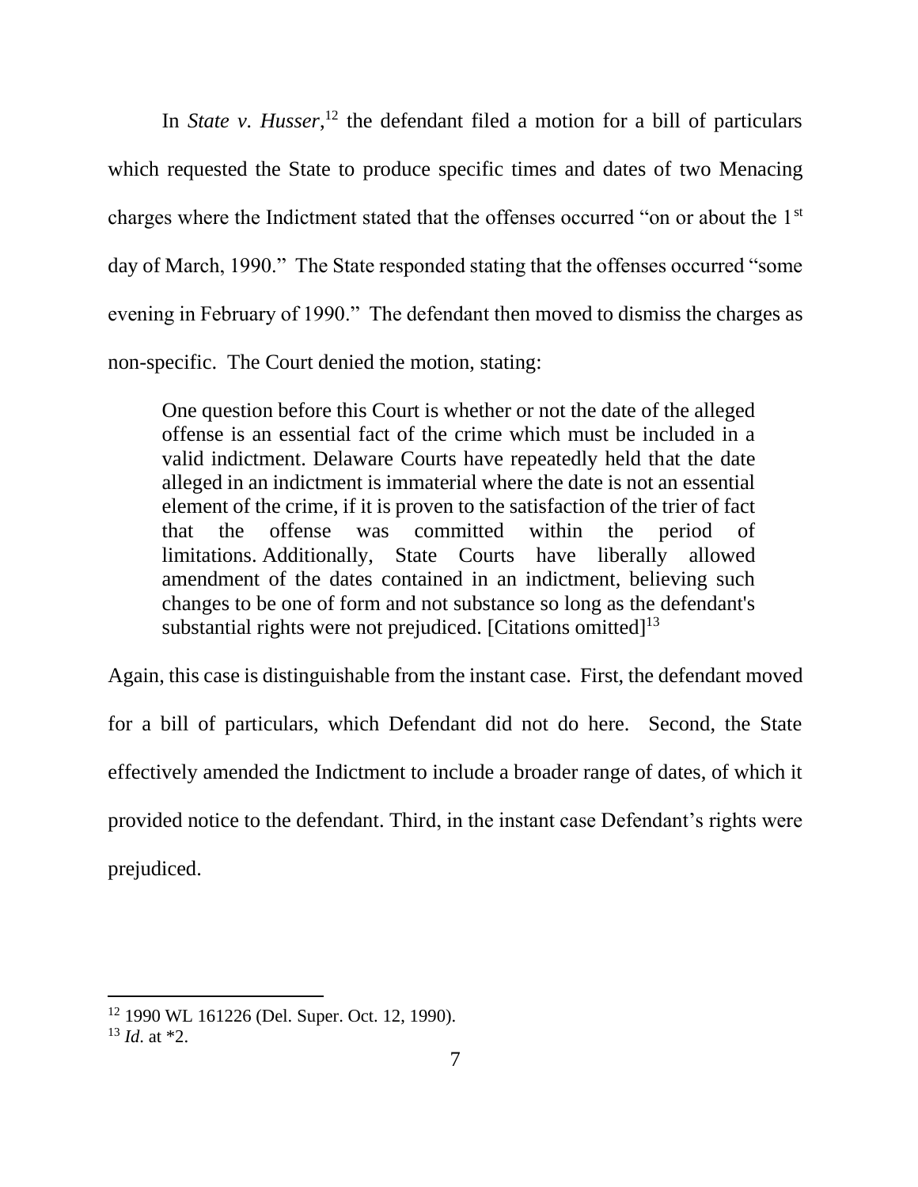In *State v. Husser*,[12] the defendant filed a motion for a bill of particulars which requested the State to produce specific times and dates of two Menacing charges where the Indictment stated that the offenses occurred "on or about the 1st day of March, 1990." The State responded stating that the offenses occurred "some evening in February of 1990." The defendant then moved to dismiss the charges as non-specific. The Court denied the motion, stating:

> One question before this Court is whether or not the date of the alleged offense is an essential fact of the crime which must be included in a valid indictment. Delaware Courts have repeatedly held that the date alleged in an indictment is immaterial where the date is not an essential element of the crime, if it is proven to the satisfaction of the trier of fact that the offense was committed within the period of limitations. Additionally, State Courts have liberally allowed amendment of the dates contained in an indictment, believing such changes to be one of form and not substance so long as the defendant's substantial rights were not prejudiced. [Citations omitted][13]

Again, this case is distinguishable from the instant case. First, the defendant moved for a bill of particulars, which Defendant did not do here. Second, the State effectively amended the Indictment to include a broader range of dates, of which it provided notice to the defendant. Third, in the instant case Defendant's rights were prejudiced.

---

[12] 1990 WL 161226 (Del. Super. Oct. 12, 1990).

[13] *Id.* at *2.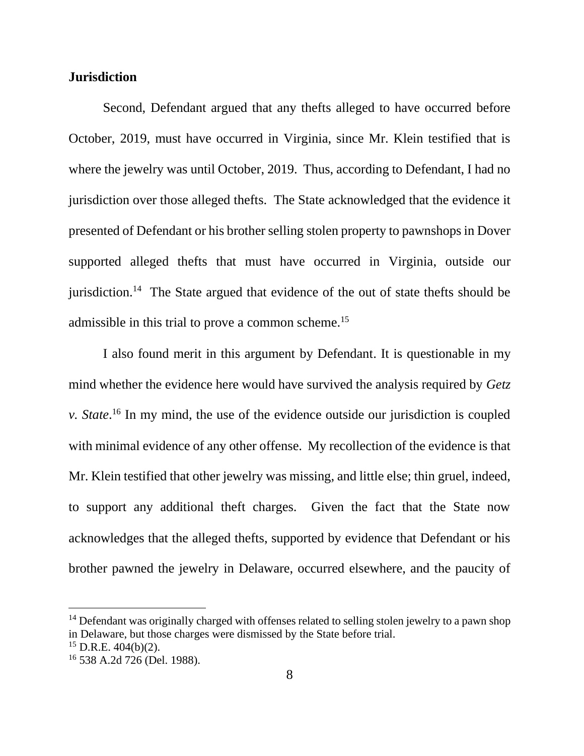**Jurisdiction**

Second, Defendant argued that any thefts alleged to have occurred before October, 2019, must have occurred in Virginia, since Mr. Klein testified that is where the jewelry was until October, 2019. Thus, according to Defendant, I had no jurisdiction over those alleged thefts. The State acknowledged that the evidence it presented of Defendant or his brother selling stolen property to pawnshops in Dover supported alleged thefts that must have occurred in Virginia, outside our jurisdiction.[14] The State argued that evidence of the out of state thefts should be admissible in this trial to prove a common scheme.[15]

I also found merit in this argument by Defendant. It is questionable in my mind whether the evidence here would have survived the analysis required by *Getz v. State*.[16] In my mind, the use of the evidence outside our jurisdiction is coupled with minimal evidence of any other offense. My recollection of the evidence is that Mr. Klein testified that other jewelry was missing, and little else; thin gruel, indeed, to support any additional theft charges. Given the fact that the State now acknowledges that the alleged thefts, supported by evidence that Defendant or his brother pawned the jewelry in Delaware, occurred elsewhere, and the paucity of

---

[14] Defendant was originally charged with offenses related to selling stolen jewelry to a pawn shop in Delaware, but those charges were dismissed by the State before trial.

[15] D.R.E. 404(b)(2).

[16] 538 A.2d 726 (Del. 1988).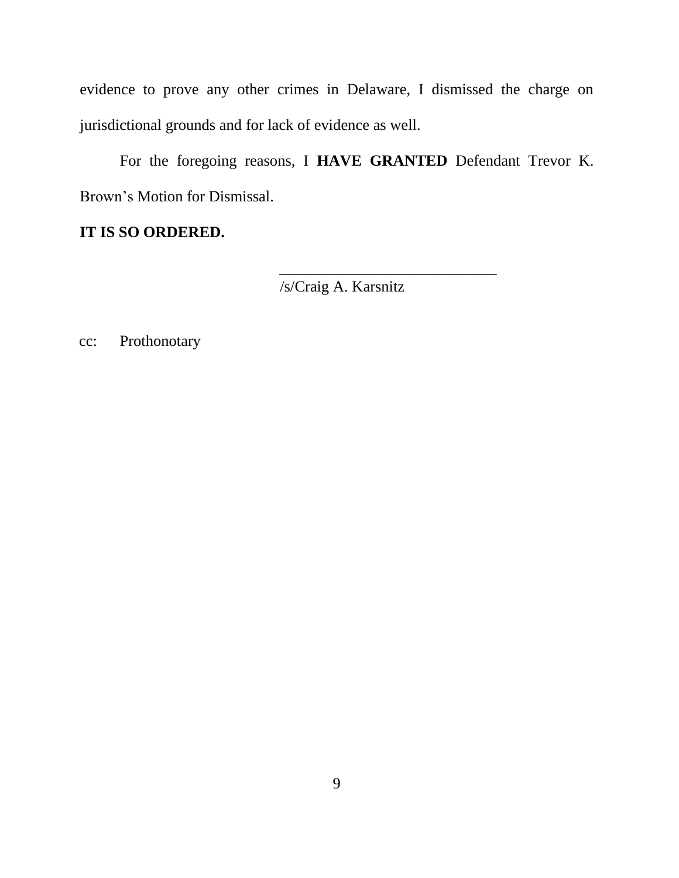evidence to prove any other crimes in Delaware, I dismissed the charge on jurisdictional grounds and for lack of evidence as well.

For the foregoing reasons, I **HAVE GRANTED** Defendant Trevor K. Brown's Motion for Dismissal.

**IT IS SO ORDERED.**

_____________________________
/s/Craig A. Karsnitz

cc: Prothonotary